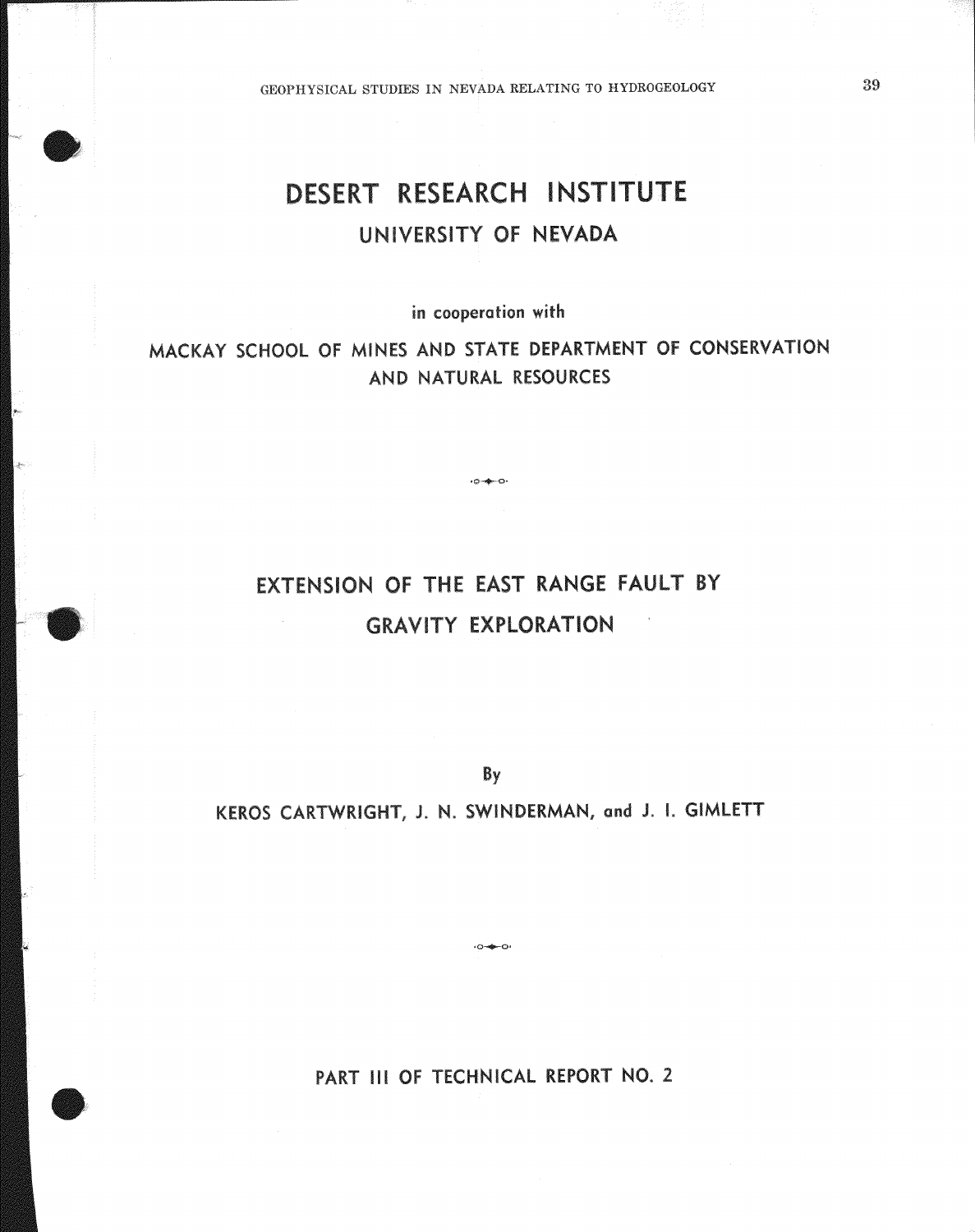# DESERT RESEARCH INSTITUTE

## UNIVERSITY OF NEVADA

in cooperation with

MACKAY SCHOOL OF MINES AND STATE DEPARTMENT OF CONSERVATION AND NATURAL RESOURCES

# EXTENSION OF THE EAST RANGE FAULT BY GRAVITY EXPLORATION

By

KEROS CARTWRIGHT, J. N. SWINDERMAN, and J. I. GIMLETT

PART III OF TECHNICAL REPORT NO. 2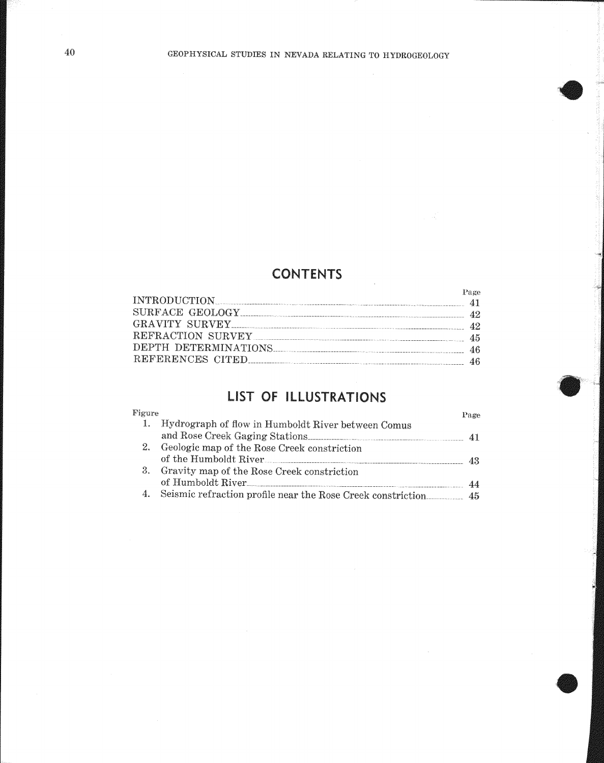## CONTENTS

| | Page |
|---|---|
| INTRODUCTION | 41 |
| SURFACE GEOLOGY | 42 |
| GRAVITY SURVEY | 42 |
| REFRACTION SURVEY | 45 |
| DEPTH DETERMINATIONS | 46 |
| REFERENCES CITED | 46 |

## LIST OF ILLUSTRATIONS

| Figure | | Page |
|---|---|---|
| 1. | Hydrograph of flow in Humboldt River between Comus and Rose Creek Gaging Stations | 41 |
| 2. | Geologic map of the Rose Creek constriction of the Humboldt River | 43 |
| 3. | Gravity map of the Rose Creek constriction of Humboldt River | 44 |
| 4. | Seismic refraction profile near the Rose Creek constriction | 45 |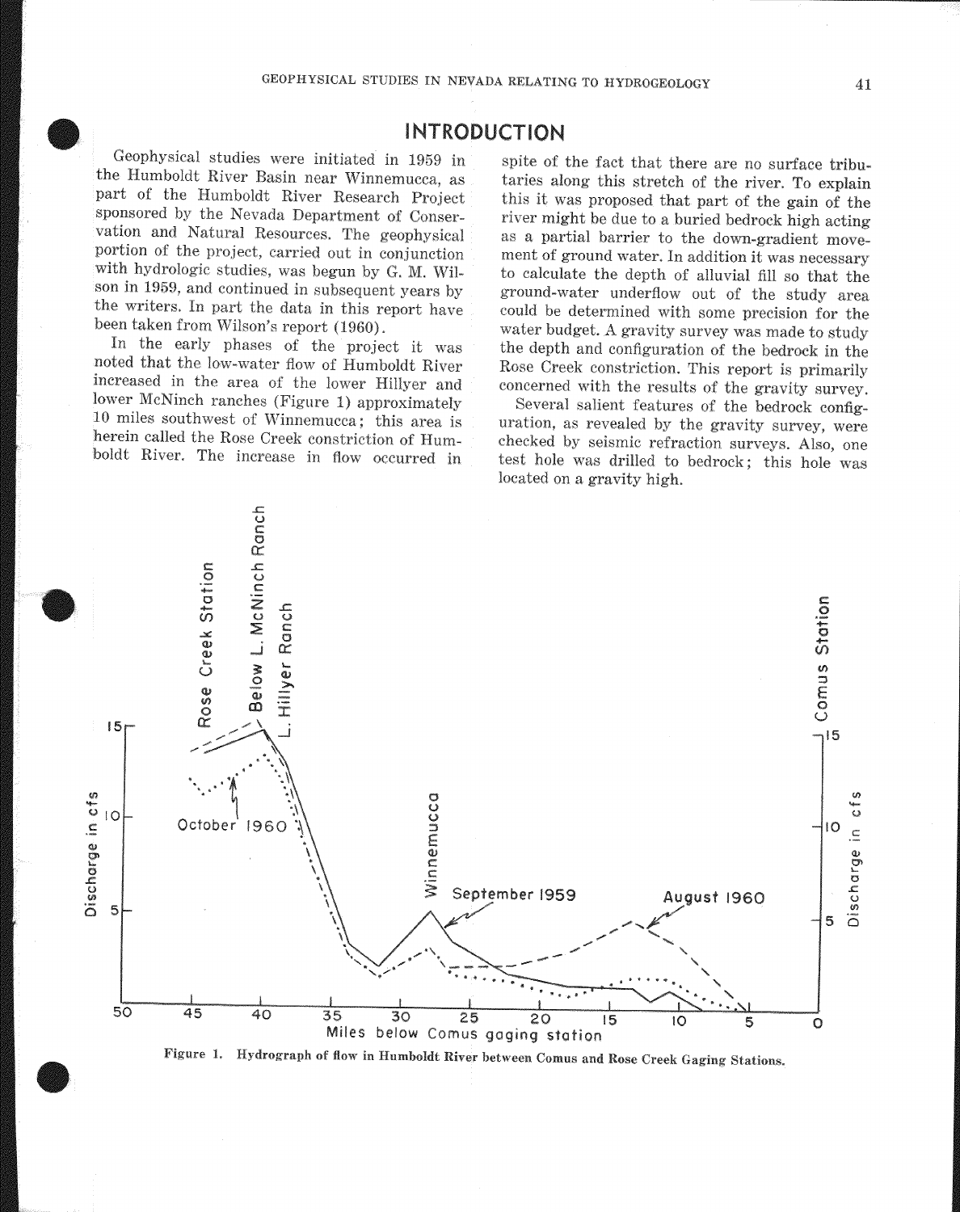# INTRODUCTION

Geophysical studies were initiated in 1959 in the Humboldt River Basin near Winnemucca, as part of the Humboldt River Research Project sponsored by the Nevada Department of Conservation and Natural Resources. The geophysical portion of the project, carried out in conjunction with hydrologic studies, was begun by G. M. Wilson in 1959, and continued in subsequent years by the writers. In part the data in this report have been taken from Wilson's report (1960).

In the early phases of the project it was noted that the low-water flow of Humboldt River increased in the area of the lower Hillyer and lower McNinch ranches (Figure 1) approximately 10 miles southwest of Winnemucca; this area is herein called the Rose Creek constriction of Humboldt River. The increase in flow occurred in spite of the fact that there are no surface tributaries along this stretch of the river. To explain this it was proposed that part of the gain of the river might be due to a buried bedrock high acting as a partial barrier to the down-gradient movement of ground water. In addition it was necessary to calculate the depth of alluvial fill so that the ground-water underflow out of the study area could be determined with some precision for the water budget. A gravity survey was made to study the depth and configuration of the bedrock in the Rose Creek constriction. This report is primarily concerned with the results of the gravity survey.

Several salient features of the bedrock configuration, as revealed by the gravity survey, were checked by seismic refraction surveys. Also, one test hole was drilled to bedrock; this hole was located on a gravity high.

**Figure 1. Hydrograph of flow in Humboldt River between Comus and Rose Creek Gaging Stations.**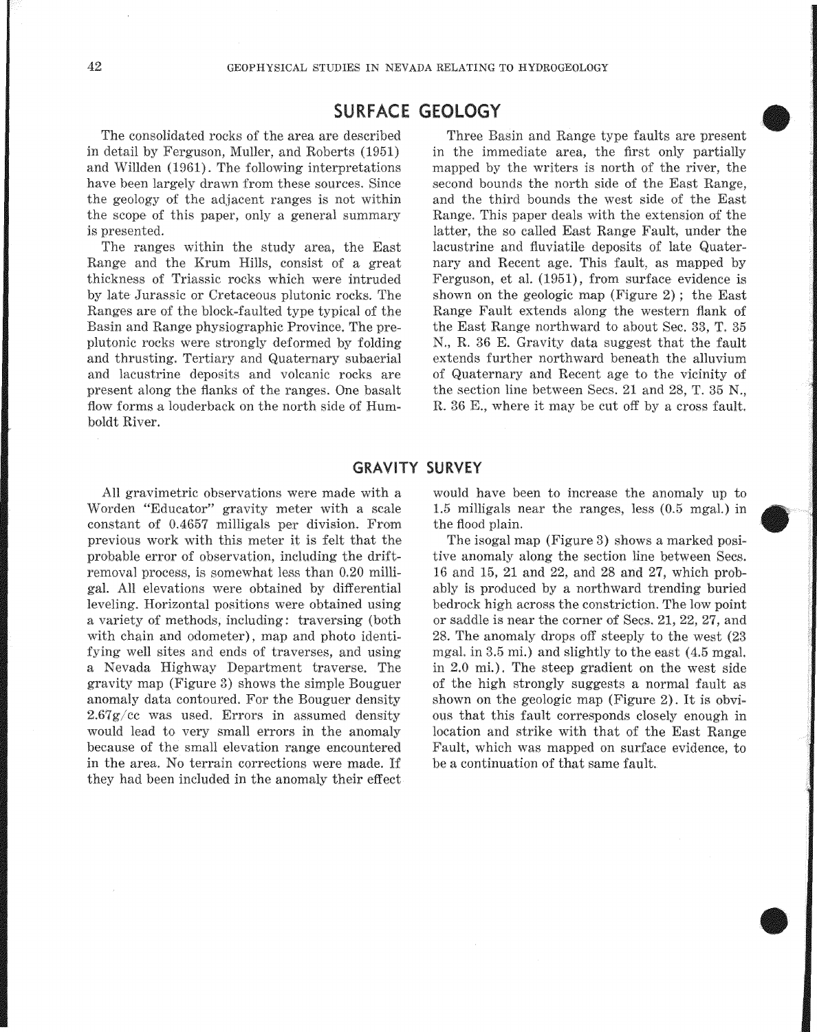## SURFACE GEOLOGY

The consolidated rocks of the area are described in detail by Ferguson, Muller, and Roberts (1951) and Willden (1961). The following interpretations have been largely drawn from these sources. Since the geology of the adjacent ranges is not within the scope of this paper, only a general summary is presented.

The ranges within the study area, the East Range and the Krum Hills, consist of a great thickness of Triassic rocks which were intruded by late Jurassic or Cretaceous plutonic rocks. The Ranges are of the block-faulted type typical of the Basin and Range physiographic Province. The preplutonic rocks were strongly deformed by folding and thrusting. Tertiary and Quaternary subaerial and lacustrine deposits and volcanic rocks are present along the flanks of the ranges. One basalt flow forms a louderback on the north side of Humboldt River.

Three Basin and Range type faults are present in the immediate area, the first only partially mapped by the writers is north of the river, the second bounds the north side of the East Range, and the third bounds the west side of the East Range. This paper deals with the extension of the latter, the so called East Range Fault, under the lacustrine and fluviatile deposits of late Quaternary and Recent age. This fault, as mapped by Ferguson, et al. (1951), from surface evidence is shown on the geologic map (Figure 2); the East Range Fault extends along the western flank of the East Range northward to about Sec. 33, T. 35 N., R. 36 E. Gravity data suggest that the fault extends further northward beneath the alluvium of Quaternary and Recent age to the vicinity of the section line between Secs. 21 and 28, T. 35 N., R. 36 E., where it may be cut off by a cross fault.

## GRAVITY SURVEY

All gravimetric observations were made with a Worden "Educator" gravity meter with a scale constant of 0.4657 milligals per division. From previous work with this meter it is felt that the probable error of observation, including the drift-removal process, is somewhat less than 0.20 milligal. All elevations were obtained by differential leveling. Horizontal positions were obtained using a variety of methods, including: traversing (both with chain and odometer), map and photo identifying well sites and ends of traverses, and using a Nevada Highway Department traverse. The gravity map (Figure 3) shows the simple Bouguer anomaly data contoured. For the Bouguer density 2.67g/cc was used. Errors in assumed density would lead to very small errors in the anomaly because of the small elevation range encountered in the area. No terrain corrections were made. If they had been included in the anomaly their effect would have been to increase the anomaly up to 1.5 milligals near the ranges, less (0.5 mgal.) in the flood plain.

The isogal map (Figure 3) shows a marked positive anomaly along the section line between Secs. 16 and 15, 21 and 22, and 28 and 27, which probably is produced by a northward trending buried bedrock high across the constriction. The low point or saddle is near the corner of Secs. 21, 22, 27, and 28. The anomaly drops off steeply to the west (23 mgal. in 3.5 mi.) and slightly to the east (4.5 mgal. in 2.0 mi.). The steep gradient on the west side of the high strongly suggests a normal fault as shown on the geologic map (Figure 2). It is obvious that this fault corresponds closely enough in location and strike with that of the East Range Fault, which was mapped on surface evidence, to be a continuation of that same fault.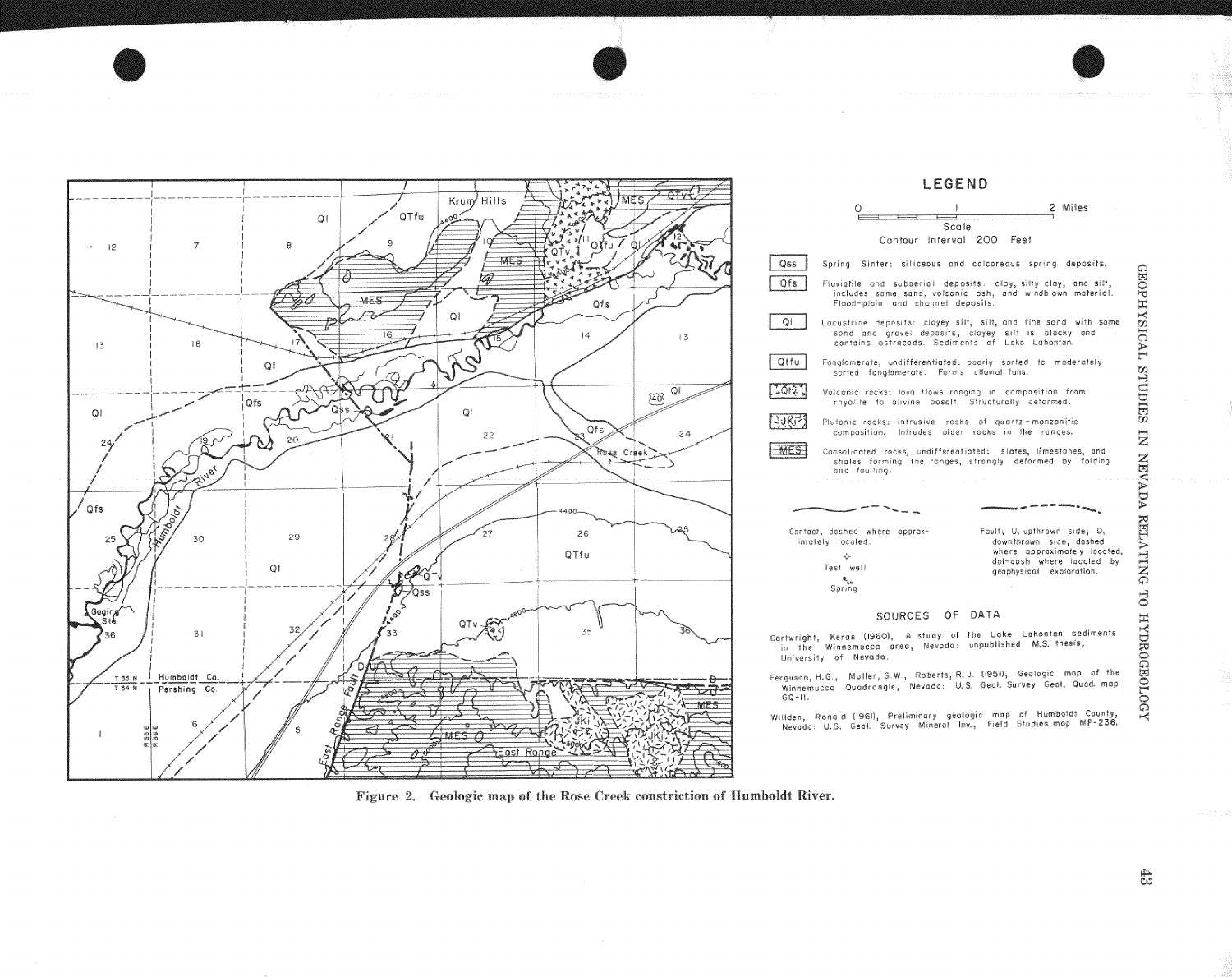LEGEND

0 1 2 Miles

Scale

Contour Interval 200 Feet

- **Qss** — Spring Sinter: siliceous and calcareous spring deposits.
- **Qfs** — Fluviatile and subaerial deposits: clay, silty clay, and silt, includes some sand, volcanic ash, and windblown material. Flood-plain and channel deposits.
- **Ql** — Lacustrine deposits: clayey silt, silt, and fine sand with some sand and gravel deposits; clayey silt is blocky and contains ostracods. Sediments of Lake Lahontan.
- **QTfu** — Fanglomerate, undifferentiated: poorly sorted to moderately sorted fanglomerate. Forms alluvial fans.
- **QTv** — Volcanic rocks: lava flows ranging in composition from rhyolite to olivine basalt. Structurally deformed.
- **JKi** — Plutonic rocks: intrusive rocks of quartz-monzonitic composition. Intrudes older rocks in the ranges.
- **MES** — Consolidated rocks, undifferentiated: slates, limestones, and shales forming the ranges, strongly deformed by folding and faulting.

Contact, dashed where approximately located.

Fault, U, upthrown side; D, downthrown side, dashed where approximately located, dot-dash where located by geophysical exploration.

Test well

Spring

SOURCES OF DATA

Cartwright, Keros (1960), A study of the Lake Lahontan sediments in the Winnemucca area, Nevada: unpublished M.S. thesis, University of Nevada.

Ferguson, H.G., Muller, S.W., Roberts, R.J. (1951), Geologic map of the Winnemucca Quadrangle, Nevada: U.S. Geol. Survey Geol. Quad. map GQ-11.

Willden, Ronald (1961), Preliminary geologic map of Humboldt County, Nevada: U.S. Geol. Survey Mineral Inv., Field Studies map MF-236.

**Figure 2. Geologic map of the Rose Creek constriction of Humboldt River.**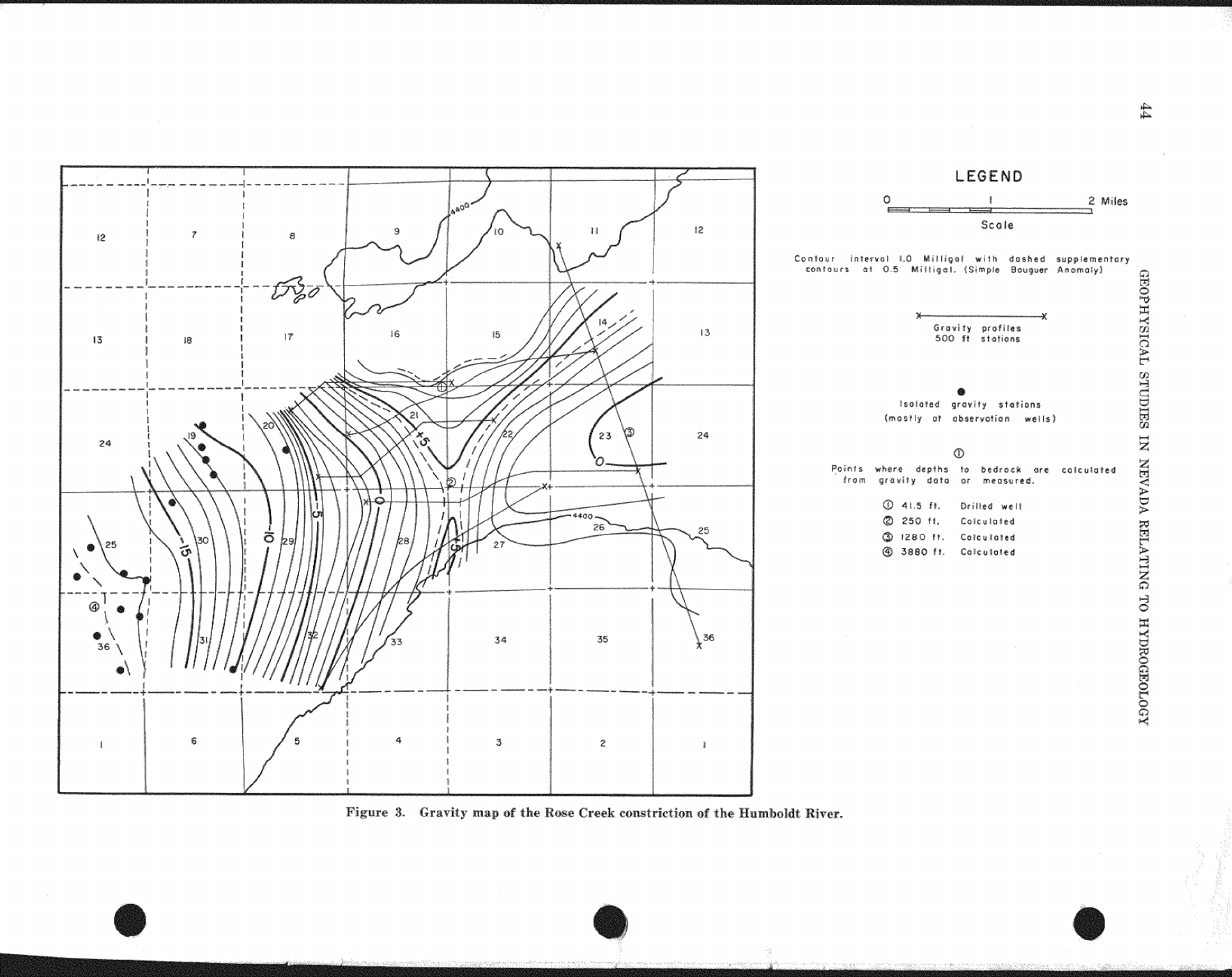LEGEND

0 1 2 Miles

Scale

Contour interval 1.0 Milligal with dashed supplementary contours at 0.5 Milligal. (Simple Bouguer Anomaly)

Gravity profiles 500 ft stations

Isolated gravity stations (mostly at observation wells)

Points where depths to bedrock are calculated from gravity data or measured.

| | | |
|---|---|---|
| ① | 41.5 ft. | Drilled well |
| ② | 250 ft. | Calculated |
| ③ | 1280 ft. | Calculated |
| ④ | 3880 ft. | Calculated |

**Figure 3. Gravity map of the Rose Creek constriction of the Humboldt River.**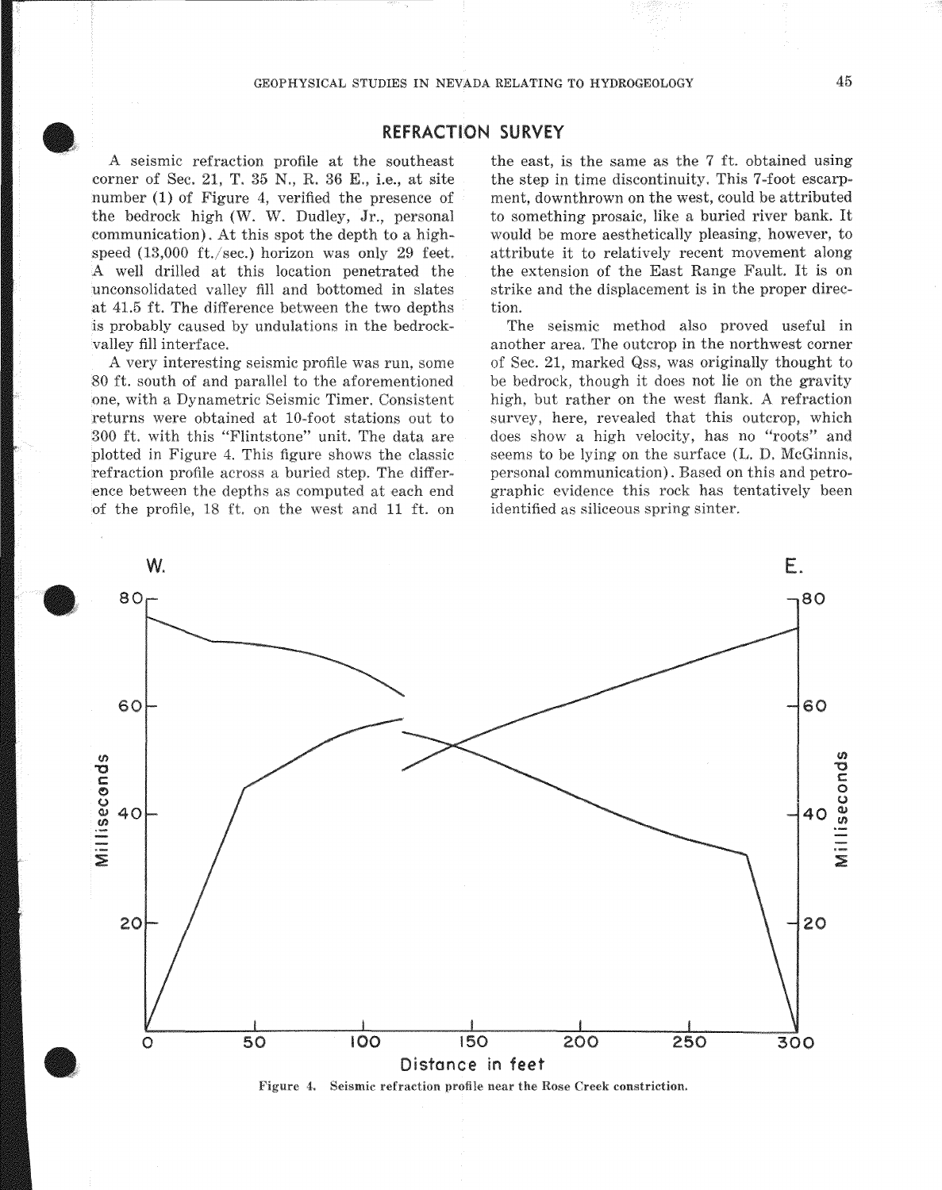## REFRACTION SURVEY

A seismic refraction profile at the southeast corner of Sec. 21, T. 35 N., R. 36 E., i.e., at site number (1) of Figure 4, verified the presence of the bedrock high (W. W. Dudley, Jr., personal communication). At this spot the depth to a high-speed (13,000 ft./sec.) horizon was only 29 feet. A well drilled at this location penetrated the unconsolidated valley fill and bottomed in slates at 41.5 ft. The difference between the two depths is probably caused by undulations in the bedrock-valley fill interface.

A very interesting seismic profile was run, some 80 ft. south of and parallel to the aforementioned one, with a Dynametric Seismic Timer. Consistent returns were obtained at 10-foot stations out to 300 ft. with this "Flintstone" unit. The data are plotted in Figure 4. This figure shows the classic refraction profile across a buried step. The difference between the depths as computed at each end of the profile, 18 ft. on the west and 11 ft. on the east, is the same as the 7 ft. obtained using the step in time discontinuity. This 7-foot escarpment, downthrown on the west, could be attributed to something prosaic, like a buried river bank. It would be more aesthetically pleasing, however, to attribute it to relatively recent movement along the extension of the East Range Fault. It is on strike and the displacement is in the proper direction.

The seismic method also proved useful in another area. The outcrop in the northwest corner of Sec. 21, marked Qss, was originally thought to be bedrock, though it does not lie on the gravity high, but rather on the west flank. A refraction survey, here, revealed that this outcrop, which does show a high velocity, has no "roots" and seems to be lying on the surface (L. D. McGinnis, personal communication). Based on this and petrographic evidence this rock has tentatively been identified as siliceous spring sinter.

Figure 4. Seismic refraction profile near the Rose Creek constriction.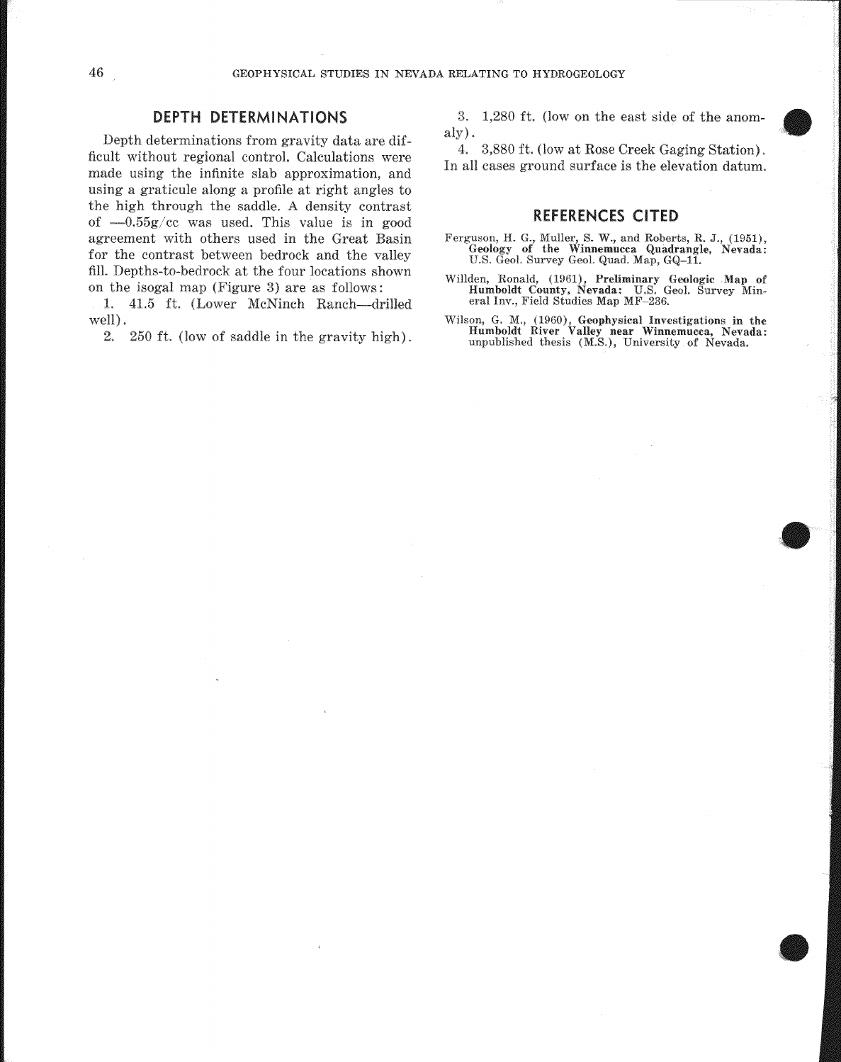## DEPTH DETERMINATIONS

Depth determinations from gravity data are difficult without regional control. Calculations were made using the infinite slab approximation, and using a graticule along a profile at right angles to the high through the saddle. A density contrast of —0.55g/cc was used. This value is in good agreement with others used in the Great Basin for the contrast between bedrock and the valley fill. Depths-to-bedrock at the four locations shown on the isogal map (Figure 3) are as follows:

1. 41.5 ft. (Lower McNinch Ranch—drilled well).
2. 250 ft. (low of saddle in the gravity high).
3. 1,280 ft. (low on the east side of the anomaly).
4. 3,880 ft. (low at Rose Creek Gaging Station).

In all cases ground surface is the elevation datum.

## REFERENCES CITED

Ferguson, H. G., Muller, S. W., and Roberts, R. J., (1951), **Geology of the Winnemucca Quadrangle, Nevada:** U.S. Geol. Survey Geol. Quad. Map, GQ–11.

Willden, Ronald, (1961), **Preliminary Geologic Map of Humboldt County, Nevada:** U.S. Geol. Survey Mineral Inv., Field Studies Map MF–236.

Wilson, G. M., (1960), **Geophysical Investigations in the Humboldt River Valley near Winnemucca, Nevada:** unpublished thesis (M.S.), University of Nevada.